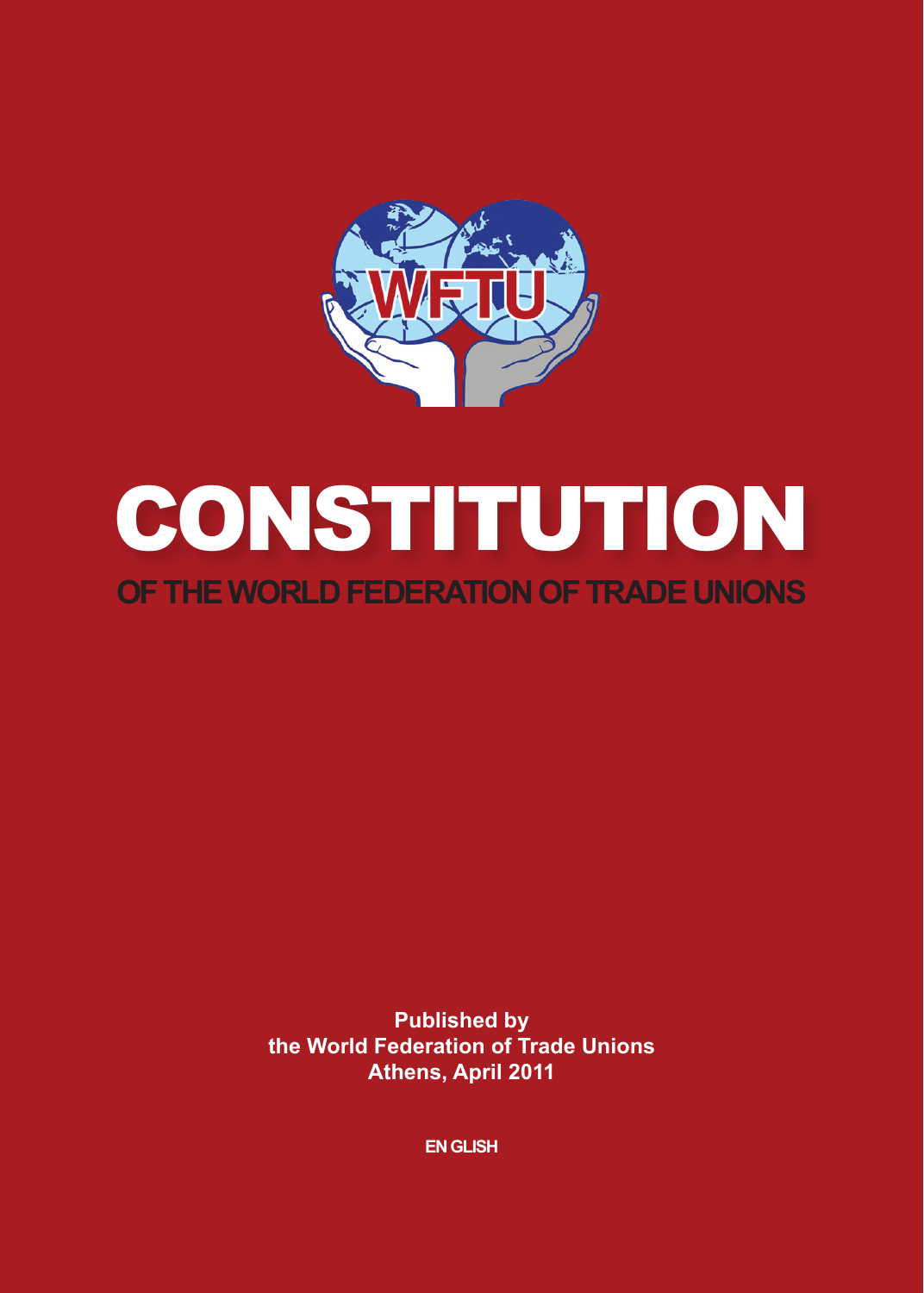WFTU

# CONSTITUTION

## OF THE WORLD FEDERATION OF TRADE UNIONS

**Published by**
**the World Federation of Trade Unions**
**Athens, April 2011**

**ENGLISH**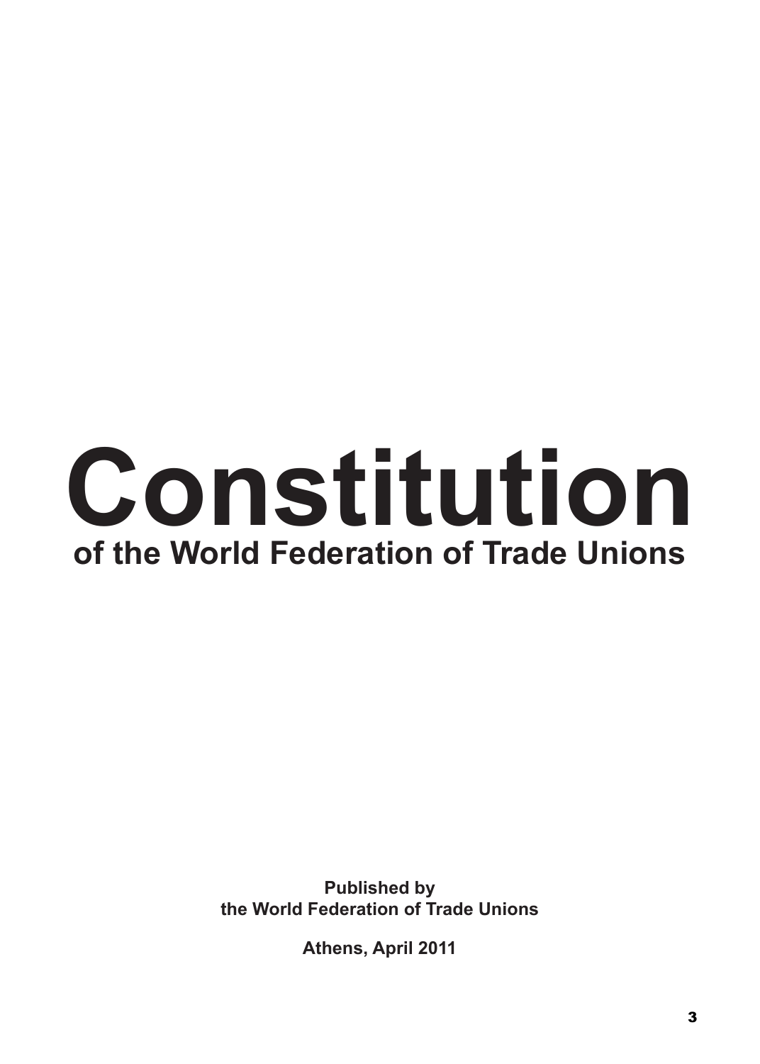# Constitution

## of the World Federation of Trade Unions

**Published by**
**the World Federation of Trade Unions**

**Athens, April 2011**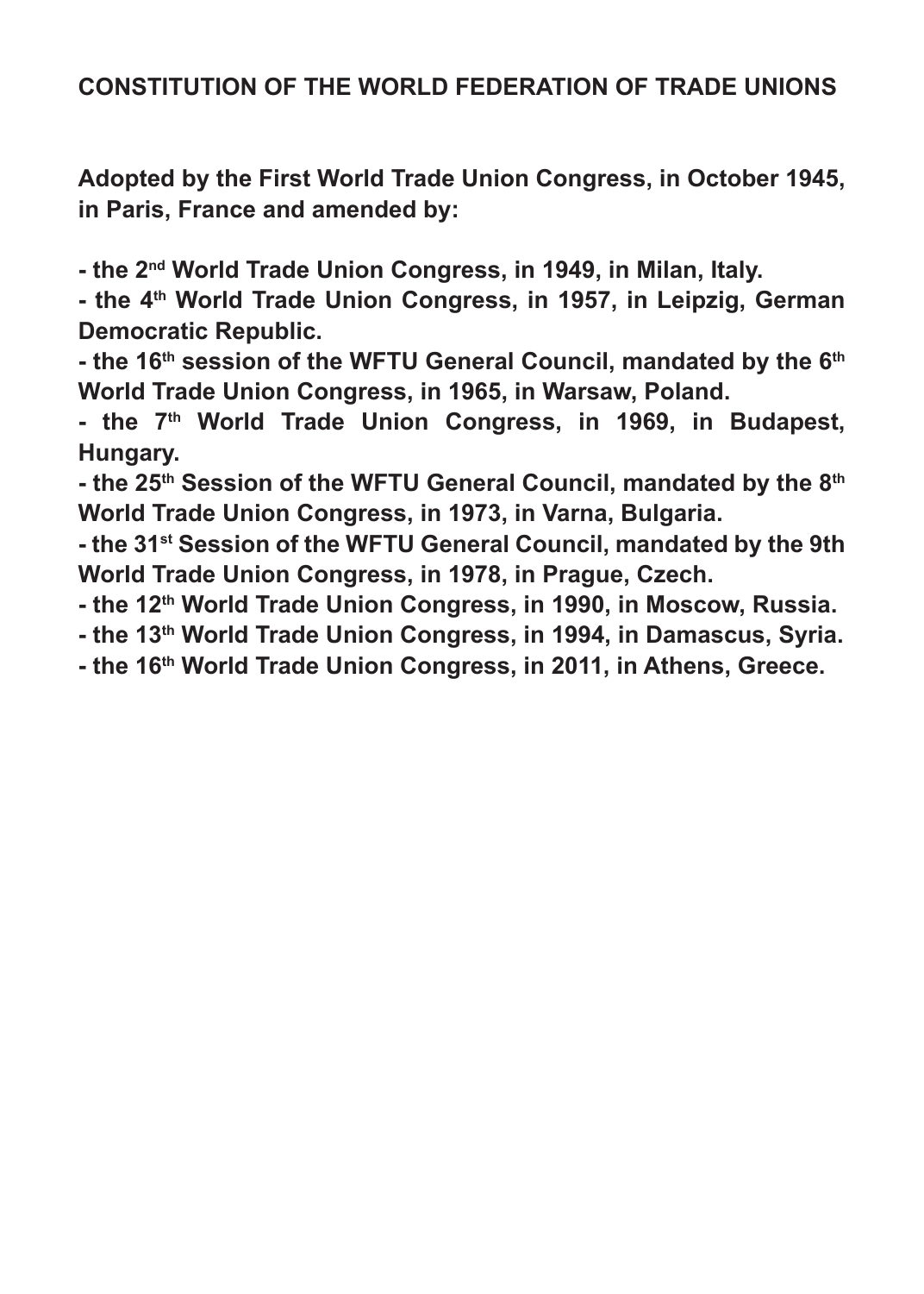# CONSTITUTION OF THE WORLD FEDERATION OF TRADE UNIONS

**Adopted by the First World Trade Union Congress, in October 1945, in Paris, France and amended by:**

- **the 2nd World Trade Union Congress, in 1949, in Milan, Italy.**
- **the 4th World Trade Union Congress, in 1957, in Leipzig, German Democratic Republic.**
- **the 16th session of the WFTU General Council, mandated by the 6th World Trade Union Congress, in 1965, in Warsaw, Poland.**
- **the 7th World Trade Union Congress, in 1969, in Budapest, Hungary.**
- **the 25th Session of the WFTU General Council, mandated by the 8th World Trade Union Congress, in 1973, in Varna, Bulgaria.**
- **the 31st Session of the WFTU General Council, mandated by the 9th World Trade Union Congress, in 1978, in Prague, Czech.**
- **the 12th World Trade Union Congress, in 1990, in Moscow, Russia.**
- **the 13th World Trade Union Congress, in 1994, in Damascus, Syria.**
- **the 16th World Trade Union Congress, in 2011, in Athens, Greece.**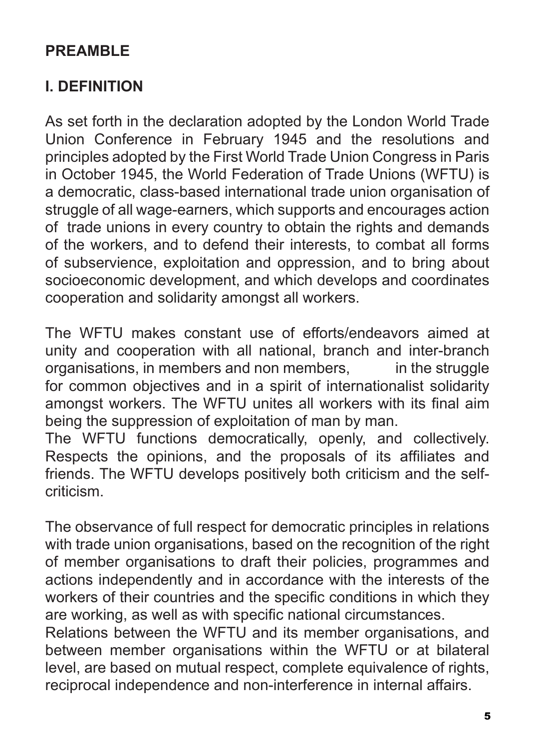## PREAMBLE

## I. DEFINITION

As set forth in the declaration adopted by the London World Trade Union Conference in February 1945 and the resolutions and principles adopted by the First World Trade Union Congress in Paris in October 1945, the World Federation of Trade Unions (WFTU) is a democratic, class-based international trade union organisation of struggle of all wage-earners, which supports and encourages action of trade unions in every country to obtain the rights and demands of the workers, and to defend their interests, to combat all forms of subservience, exploitation and oppression, and to bring about socioeconomic development, and which develops and coordinates cooperation and solidarity amongst all workers.

The WFTU makes constant use of efforts/endeavors aimed at unity and cooperation with all national, branch and inter-branch organisations, in members and non members, in the struggle for common objectives and in a spirit of internationalist solidarity amongst workers. The WFTU unites all workers with its final aim being the suppression of exploitation of man by man.
The WFTU functions democratically, openly, and collectively. Respects the opinions, and the proposals of its affiliates and friends. The WFTU develops positively both criticism and the self-criticism.

The observance of full respect for democratic principles in relations with trade union organisations, based on the recognition of the right of member organisations to draft their policies, programmes and actions independently and in accordance with the interests of the workers of their countries and the specific conditions in which they are working, as well as with specific national circumstances.
Relations between the WFTU and its member organisations, and between member organisations within the WFTU or at bilateral level, are based on mutual respect, complete equivalence of rights, reciprocal independence and non-interference in internal affairs.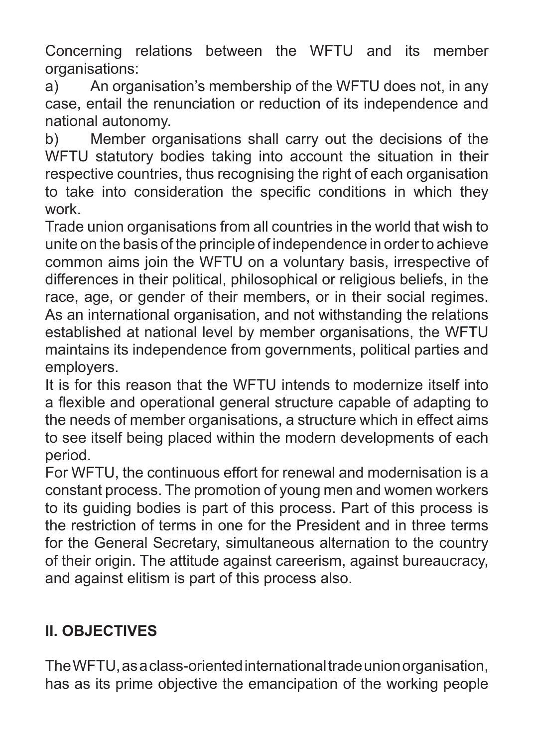Concerning relations between the WFTU and its member organisations:

a) An organisation's membership of the WFTU does not, in any case, entail the renunciation or reduction of its independence and national autonomy.

b) Member organisations shall carry out the decisions of the WFTU statutory bodies taking into account the situation in their respective countries, thus recognising the right of each organisation to take into consideration the specific conditions in which they work.

Trade union organisations from all countries in the world that wish to unite on the basis of the principle of independence in order to achieve common aims join the WFTU on a voluntary basis, irrespective of differences in their political, philosophical or religious beliefs, in the race, age, or gender of their members, or in their social regimes.

As an international organisation, and not withstanding the relations established at national level by member organisations, the WFTU maintains its independence from governments, political parties and employers.

It is for this reason that the WFTU intends to modernize itself into a flexible and operational general structure capable of adapting to the needs of member organisations, a structure which in effect aims to see itself being placed within the modern developments of each period.

For WFTU, the continuous effort for renewal and modernisation is a constant process. The promotion of young men and women workers to its guiding bodies is part of this process. Part of this process is the restriction of terms in one for the President and in three terms for the General Secretary, simultaneous alternation to the country of their origin. The attitude against careerism, against bureaucracy, and against elitism is part of this process also.

## II. OBJECTIVES

The WFTU, as a class-oriented international trade union organisation, has as its prime objective the emancipation of the working people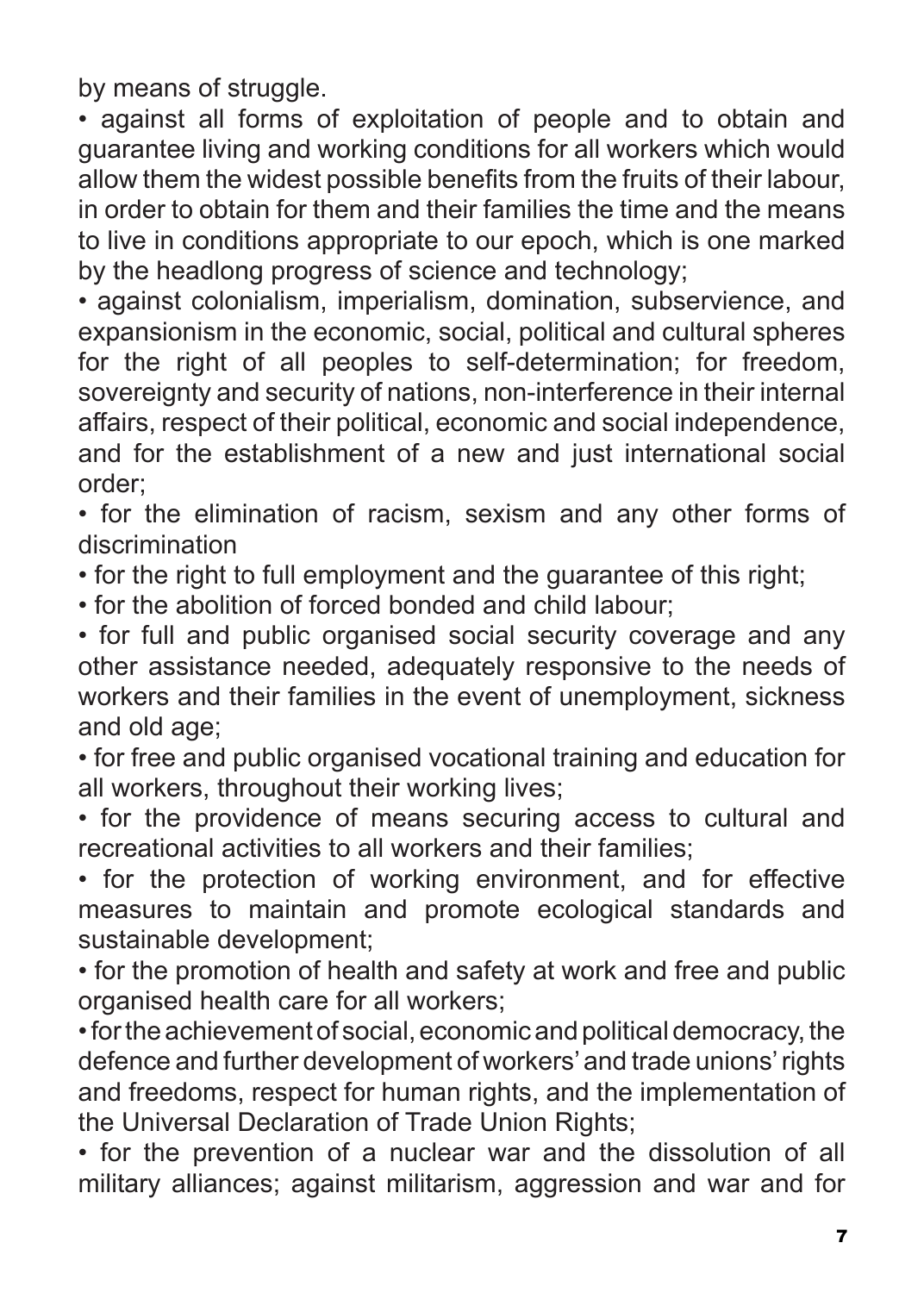by means of struggle.

- against all forms of exploitation of people and to obtain and guarantee living and working conditions for all workers which would allow them the widest possible benefits from the fruits of their labour, in order to obtain for them and their families the time and the means to live in conditions appropriate to our epoch, which is one marked by the headlong progress of science and technology;
- against colonialism, imperialism, domination, subservience, and expansionism in the economic, social, political and cultural spheres for the right of all peoples to self-determination; for freedom, sovereignty and security of nations, non-interference in their internal affairs, respect of their political, economic and social independence, and for the establishment of a new and just international social order;
- for the elimination of racism, sexism and any other forms of discrimination
- for the right to full employment and the guarantee of this right;
- for the abolition of forced bonded and child labour;
- for full and public organised social security coverage and any other assistance needed, adequately responsive to the needs of workers and their families in the event of unemployment, sickness and old age;
- for free and public organised vocational training and education for all workers, throughout their working lives;
- for the providence of means securing access to cultural and recreational activities to all workers and their families;
- for the protection of working environment, and for effective measures to maintain and promote ecological standards and sustainable development;
- for the promotion of health and safety at work and free and public organised health care for all workers;
- for the achievement of social, economic and political democracy, the defence and further development of workers' and trade unions' rights and freedoms, respect for human rights, and the implementation of the Universal Declaration of Trade Union Rights;
- for the prevention of a nuclear war and the dissolution of all military alliances; against militarism, aggression and war and for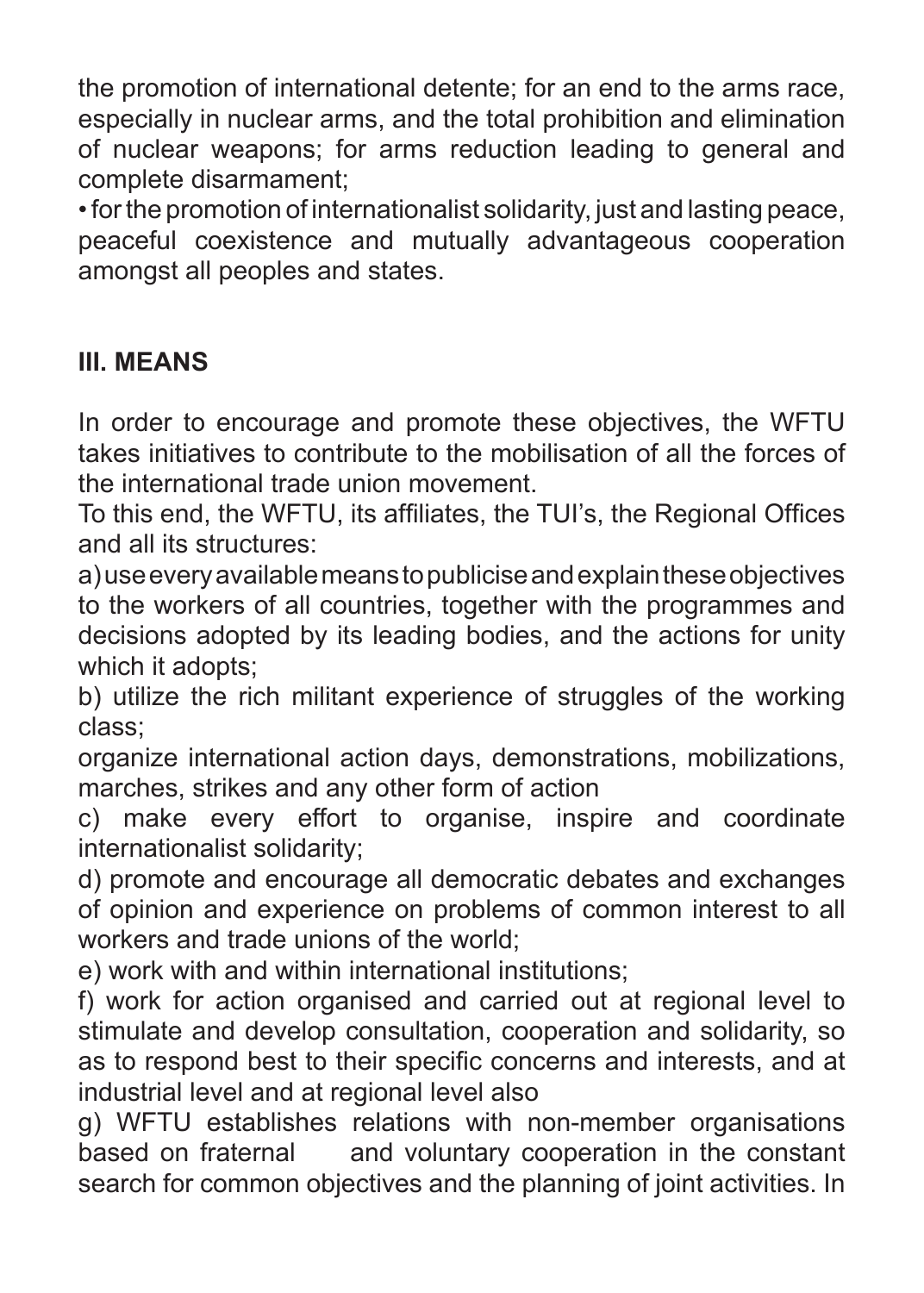the promotion of international detente; for an end to the arms race, especially in nuclear arms, and the total prohibition and elimination of nuclear weapons; for arms reduction leading to general and complete disarmament;

- for the promotion of internationalist solidarity, just and lasting peace, peaceful coexistence and mutually advantageous cooperation amongst all peoples and states.

## III. MEANS

In order to encourage and promote these objectives, the WFTU takes initiatives to contribute to the mobilisation of all the forces of the international trade union movement.

To this end, the WFTU, its affiliates, the TUI's, the Regional Offices and all its structures:

a) use every available means to publicise and explain these objectives to the workers of all countries, together with the programmes and decisions adopted by its leading bodies, and the actions for unity which it adopts;

b) utilize the rich militant experience of struggles of the working class;

organize international action days, demonstrations, mobilizations, marches, strikes and any other form of action

c) make every effort to organise, inspire and coordinate internationalist solidarity;

d) promote and encourage all democratic debates and exchanges of opinion and experience on problems of common interest to all workers and trade unions of the world;

e) work with and within international institutions;

f) work for action organised and carried out at regional level to stimulate and develop consultation, cooperation and solidarity, so as to respond best to their specific concerns and interests, and at industrial level and at regional level also

g) WFTU establishes relations with non-member organisations based on fraternal and voluntary cooperation in the constant search for common objectives and the planning of joint activities. In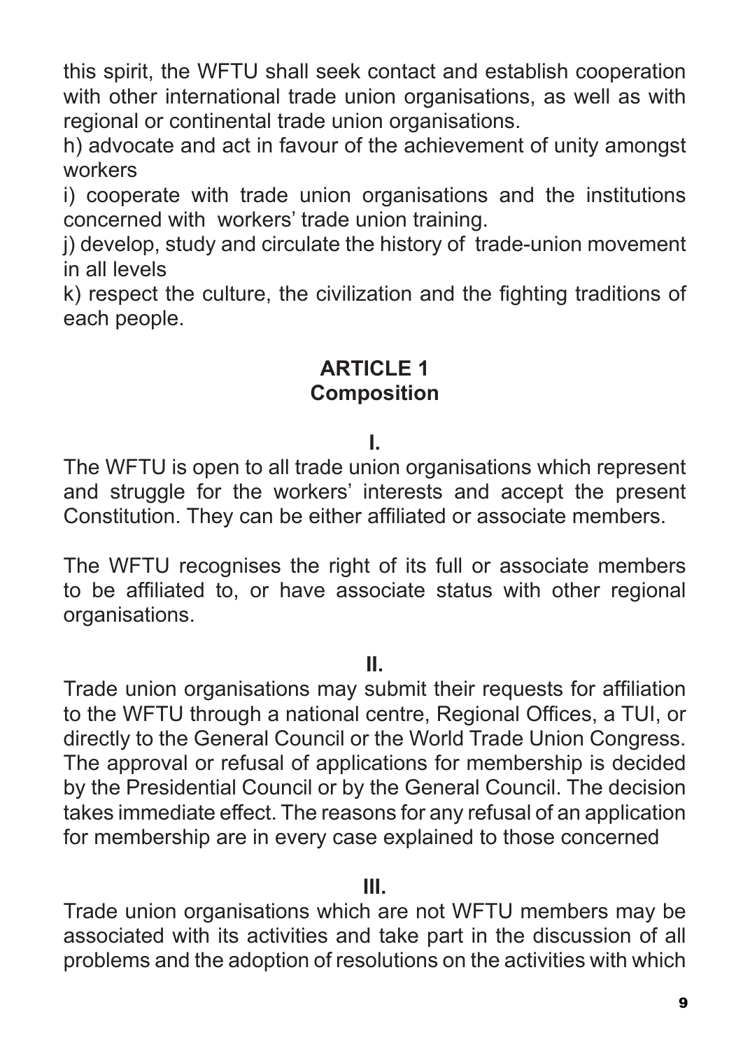this spirit, the WFTU shall seek contact and establish cooperation with other international trade union organisations, as well as with regional or continental trade union organisations.

h) advocate and act in favour of the achievement of unity amongst workers

i) cooperate with trade union organisations and the institutions concerned with workers' trade union training.

j) develop, study and circulate the history of trade-union movement in all levels

k) respect the culture, the civilization and the fighting traditions of each people.

## ARTICLE 1
## Composition

**I.**

The WFTU is open to all trade union organisations which represent and struggle for the workers' interests and accept the present Constitution. They can be either affiliated or associate members.

The WFTU recognises the right of its full or associate members to be affiliated to, or have associate status with other regional organisations.

**II.**

Trade union organisations may submit their requests for affiliation to the WFTU through a national centre, Regional Offices, a TUI, or directly to the General Council or the World Trade Union Congress. The approval or refusal of applications for membership is decided by the Presidential Council or by the General Council. The decision takes immediate effect. The reasons for any refusal of an application for membership are in every case explained to those concerned

**III.**

Trade union organisations which are not WFTU members may be associated with its activities and take part in the discussion of all problems and the adoption of resolutions on the activities with which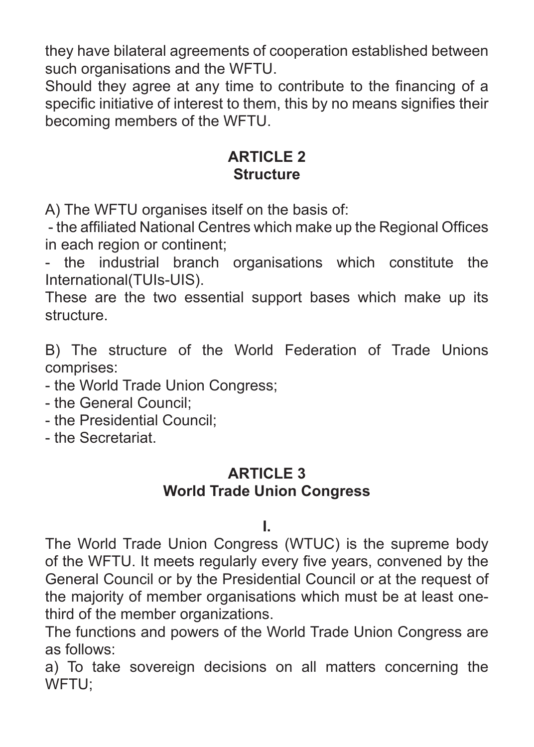they have bilateral agreements of cooperation established between such organisations and the WFTU.

Should they agree at any time to contribute to the financing of a specific initiative of interest to them, this by no means signifies their becoming members of the WFTU.

## ARTICLE 2
## Structure

A) The WFTU organises itself on the basis of:

- the affiliated National Centres which make up the Regional Offices in each region or continent;
- the industrial branch organisations which constitute the International(TUIs-UIS).

These are the two essential support bases which make up its structure.

B) The structure of the World Federation of Trade Unions comprises:

- the World Trade Union Congress;
- the General Council;
- the Presidential Council;
- the Secretariat.

## ARTICLE 3
## World Trade Union Congress

**I.**

The World Trade Union Congress (WTUC) is the supreme body of the WFTU. It meets regularly every five years, convened by the General Council or by the Presidential Council or at the request of the majority of member organisations which must be at least one-third of the member organizations.

The functions and powers of the World Trade Union Congress are as follows:

a) To take sovereign decisions on all matters concerning the WFTU;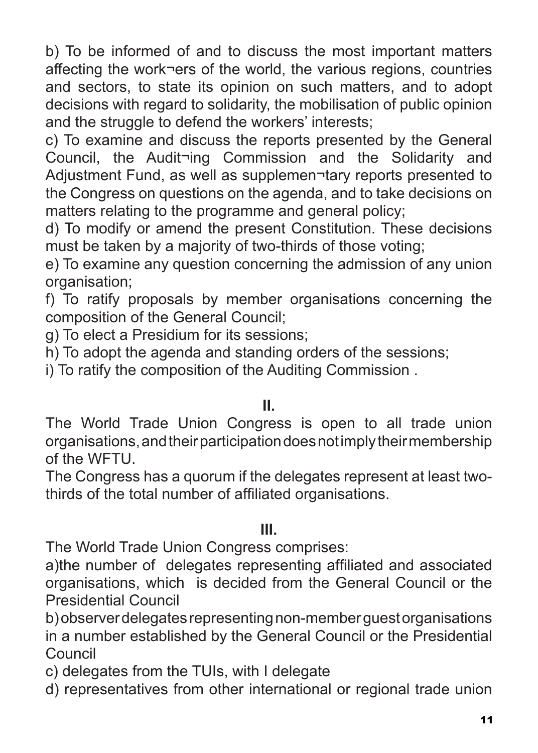b) To be informed of and to discuss the most important matters affecting the work¬ers of the world, the various regions, countries and sectors, to state its opinion on such matters, and to adopt decisions with regard to solidarity, the mobilisation of public opinion and the struggle to defend the workers' interests;

c) To examine and discuss the reports presented by the General Council, the Audit¬ing Commission and the Solidarity and Adjustment Fund, as well as supplemen¬tary reports presented to the Congress on questions on the agenda, and to take decisions on matters relating to the programme and general policy;

d) To modify or amend the present Constitution. These decisions must be taken by a majority of two-thirds of those voting;

e) To examine any question concerning the admission of any union organisation;

f) To ratify proposals by member organisations concerning the composition of the General Council;

g) To elect a Presidium for its sessions;

h) To adopt the agenda and standing orders of the sessions;

i) To ratify the composition of the Auditing Commission .

## II.

The World Trade Union Congress is open to all trade union organisations, and their participation does not imply their membership of the WFTU.

The Congress has a quorum if the delegates represent at least two-thirds of the total number of affiliated organisations.

## III.

The World Trade Union Congress comprises:

a)the number of delegates representing affiliated and associated organisations, which is decided from the General Council or the Presidential Council

b) observer delegates representing non-member guest organisations in a number established by the General Council or the Presidential Council

c) delegates from the TUIs, with I delegate

d) representatives from other international or regional trade union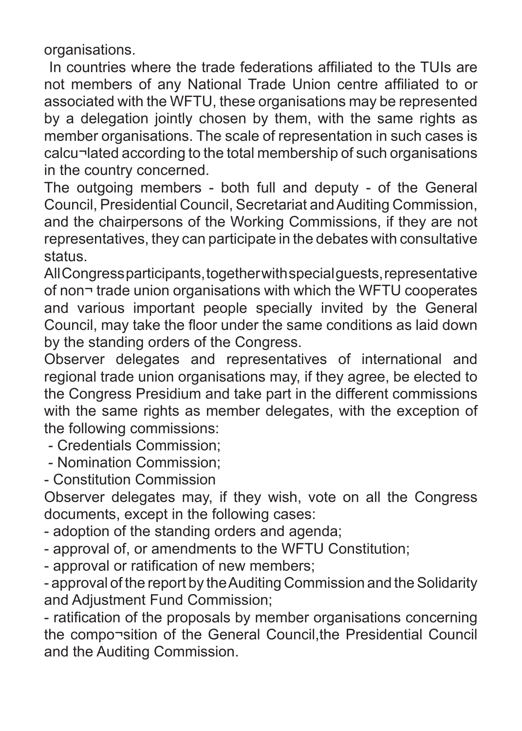organisations.

In countries where the trade federations affiliated to the TUIs are not members of any National Trade Union centre affiliated to or associated with the WFTU, these organisations may be represented by a delegation jointly chosen by them, with the same rights as member organisations. The scale of representation in such cases is calcu¬lated according to the total membership of such organisations in the country concerned.

The outgoing members - both full and deputy - of the General Council, Presidential Council, Secretariat and Auditing Commission, and the chairpersons of the Working Commissions, if they are not representatives, they can participate in the debates with consultative status.

All Congress participants, together with special guests, representative of non¬ trade union organisations with which the WFTU cooperates and various important people specially invited by the General Council, may take the floor under the same conditions as laid down by the standing orders of the Congress.

Observer delegates and representatives of international and regional trade union organisations may, if they agree, be elected to the Congress Presidium and take part in the different commissions with the same rights as member delegates, with the exception of the following commissions:

- Credentials Commission;
- Nomination Commission;
- Constitution Commission

Observer delegates may, if they wish, vote on all the Congress documents, except in the following cases:

- adoption of the standing orders and agenda;
- approval of, or amendments to the WFTU Constitution;
- approval or ratification of new members;
- approval of the report by the Auditing Commission and the Solidarity and Adjustment Fund Commission;
- ratification of the proposals by member organisations concerning the compo¬sition of the General Council,the Presidential Council and the Auditing Commission.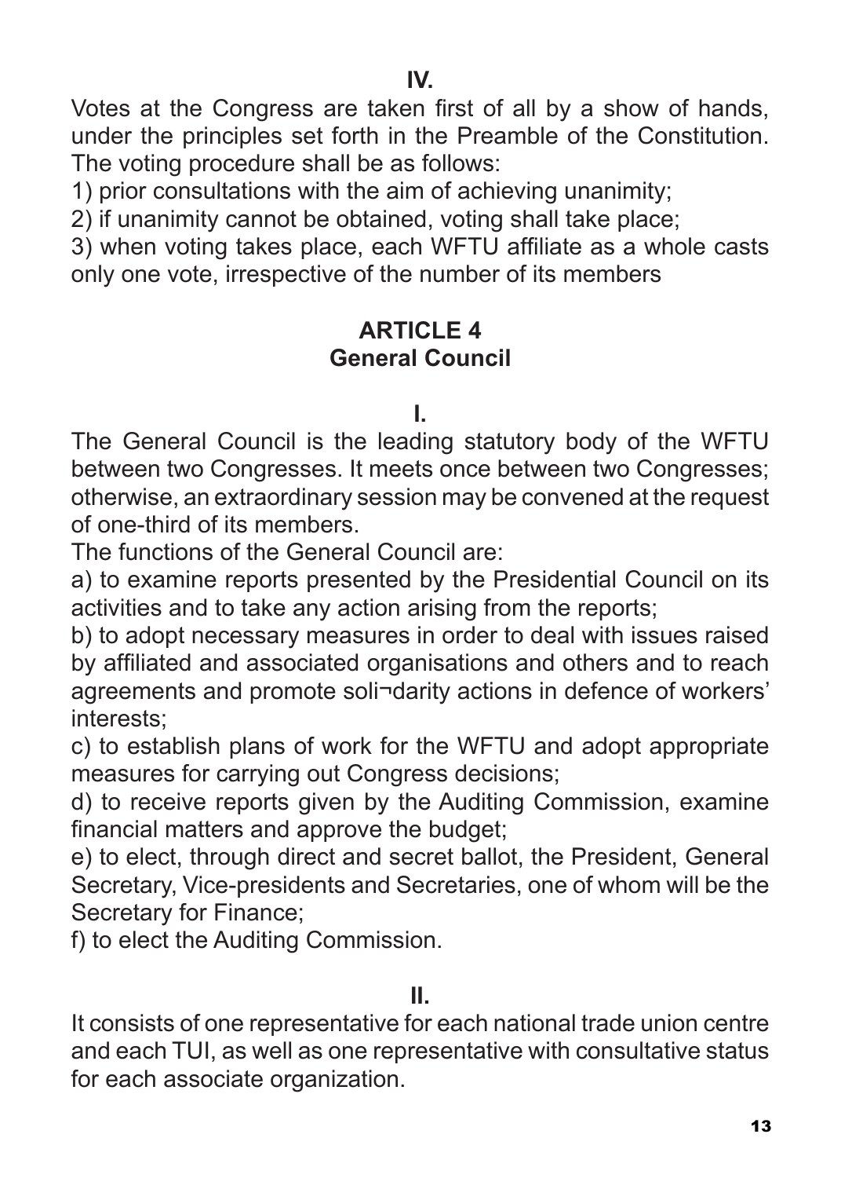**IV.**

Votes at the Congress are taken first of all by a show of hands, under the principles set forth in the Preamble of the Constitution. The voting procedure shall be as follows:

1) prior consultations with the aim of achieving unanimity;

2) if unanimity cannot be obtained, voting shall take place;

3) when voting takes place, each WFTU affiliate as a whole casts only one vote, irrespective of the number of its members

## ARTICLE 4
## General Council

**I.**

The General Council is the leading statutory body of the WFTU between two Congresses. It meets once between two Congresses; otherwise, an extraordinary session may be convened at the request of one-third of its members.

The functions of the General Council are:

a) to examine reports presented by the Presidential Council on its activities and to take any action arising from the reports;

b) to adopt necessary measures in order to deal with issues raised by affiliated and associated organisations and others and to reach agreements and promote soli¬darity actions in defence of workers' interests;

c) to establish plans of work for the WFTU and adopt appropriate measures for carrying out Congress decisions;

d) to receive reports given by the Auditing Commission, examine financial matters and approve the budget;

e) to elect, through direct and secret ballot, the President, General Secretary, Vice-presidents and Secretaries, one of whom will be the Secretary for Finance;

f) to elect the Auditing Commission.

**II.**

It consists of one representative for each national trade union centre and each TUI, as well as one representative with consultative status for each associate organization.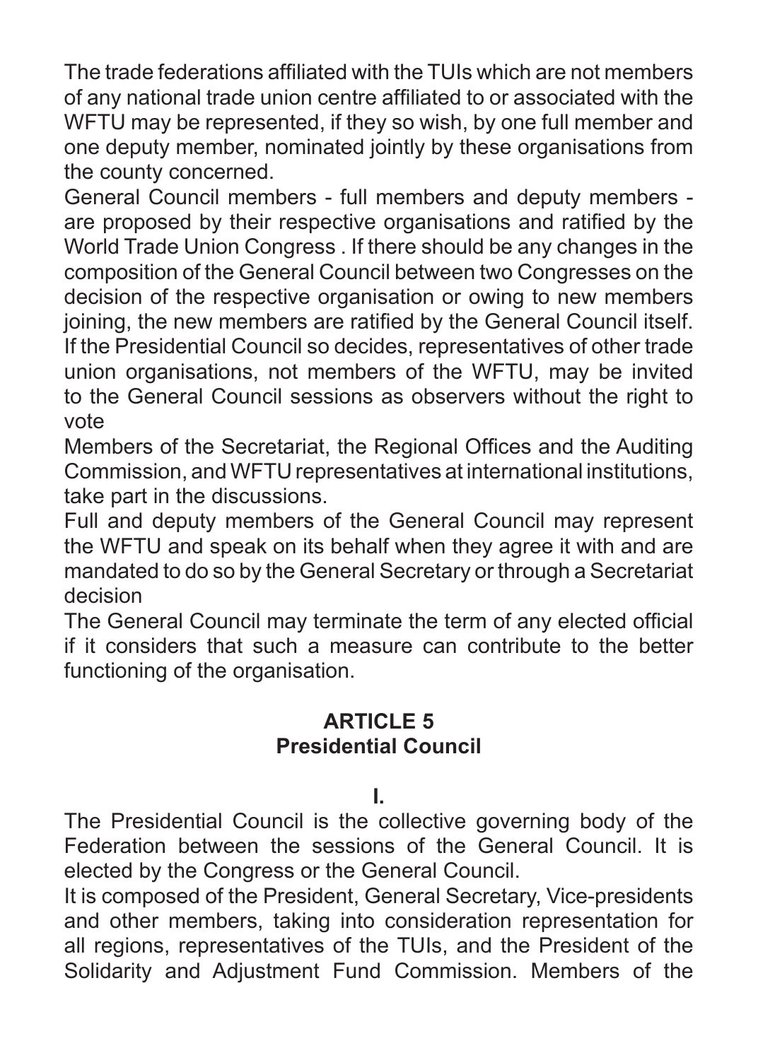The trade federations affiliated with the TUIs which are not members of any national trade union centre affiliated to or associated with the WFTU may be represented, if they so wish, by one full member and one deputy member, nominated jointly by these organisations from the county concerned.

General Council members - full members and deputy members - are proposed by their respective organisations and ratified by the World Trade Union Congress . If there should be any changes in the composition of the General Council between two Congresses on the decision of the respective organisation or owing to new members joining, the new members are ratified by the General Council itself.

If the Presidential Council so decides, representatives of other trade union organisations, not members of the WFTU, may be invited to the General Council sessions as observers without the right to vote

Members of the Secretariat, the Regional Offices and the Auditing Commission, and WFTU representatives at international institutions, take part in the discussions.

Full and deputy members of the General Council may represent the WFTU and speak on its behalf when they agree it with and are mandated to do so by the General Secretary or through a Secretariat decision

The General Council may terminate the term of any elected official if it considers that such a measure can contribute to the better functioning of the organisation.

## ARTICLE 5
## Presidential Council

**I.**

The Presidential Council is the collective governing body of the Federation between the sessions of the General Council. It is elected by the Congress or the General Council.

It is composed of the President, General Secretary, Vice-presidents and other members, taking into consideration representation for all regions, representatives of the TUIs, and the President of the Solidarity and Adjustment Fund Commission. Members of the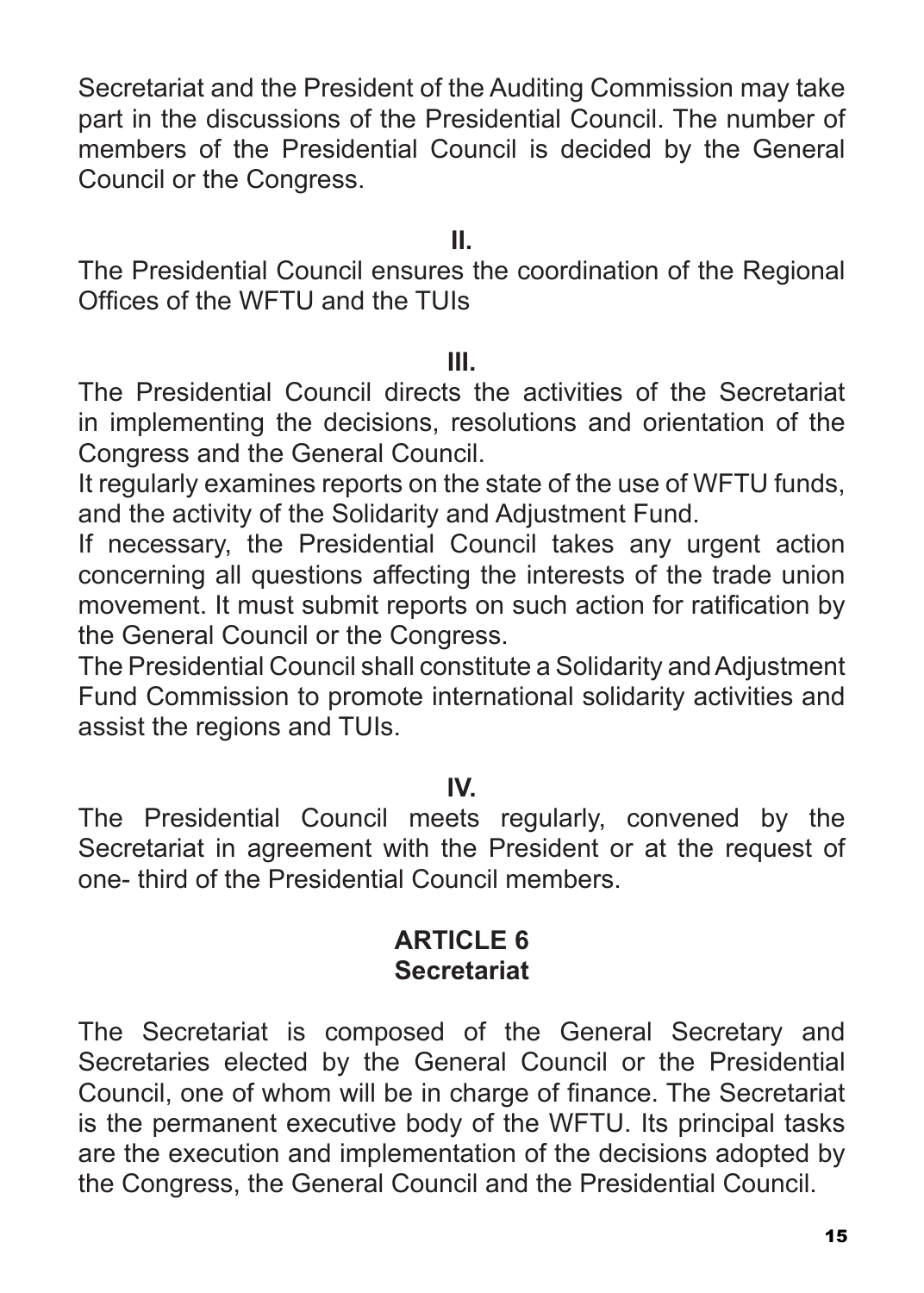Secretariat and the President of the Auditing Commission may take part in the discussions of the Presidential Council. The number of members of the Presidential Council is decided by the General Council or the Congress.

**II.**

The Presidential Council ensures the coordination of the Regional Offices of the WFTU and the TUIs

**III.**

The Presidential Council directs the activities of the Secretariat in implementing the decisions, resolutions and orientation of the Congress and the General Council.

It regularly examines reports on the state of the use of WFTU funds, and the activity of the Solidarity and Adjustment Fund.

If necessary, the Presidential Council takes any urgent action concerning all questions affecting the interests of the trade union movement. It must submit reports on such action for ratification by the General Council or the Congress.

The Presidential Council shall constitute a Solidarity and Adjustment Fund Commission to promote international solidarity activities and assist the regions and TUIs.

**IV.**

The Presidential Council meets regularly, convened by the Secretariat in agreement with the President or at the request of one- third of the Presidential Council members.

## ARTICLE 6
## Secretariat

The Secretariat is composed of the General Secretary and Secretaries elected by the General Council or the Presidential Council, one of whom will be in charge of finance. The Secretariat is the permanent executive body of the WFTU. Its principal tasks are the execution and implementation of the decisions adopted by the Congress, the General Council and the Presidential Council.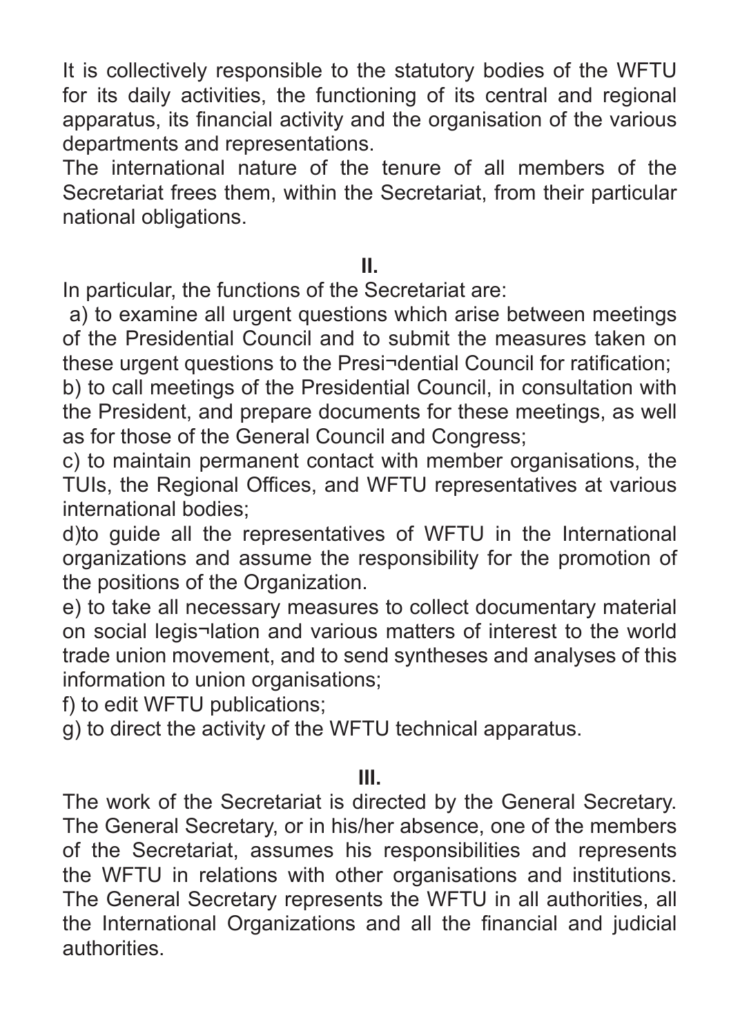It is collectively responsible to the statutory bodies of the WFTU for its daily activities, the functioning of its central and regional apparatus, its financial activity and the organisation of the various departments and representations.

The international nature of the tenure of all members of the Secretariat frees them, within the Secretariat, from their particular national obligations.

**II.**

In particular, the functions of the Secretariat are:

a) to examine all urgent questions which arise between meetings of the Presidential Council and to submit the measures taken on these urgent questions to the Presi¬dential Council for ratification;

b) to call meetings of the Presidential Council, in consultation with the President, and prepare documents for these meetings, as well as for those of the General Council and Congress;

c) to maintain permanent contact with member organisations, the TUIs, the Regional Offices, and WFTU representatives at various international bodies;

d)to guide all the representatives of WFTU in the International organizations and assume the responsibility for the promotion of the positions of the Organization.

e) to take all necessary measures to collect documentary material on social legis¬lation and various matters of interest to the world trade union movement, and to send syntheses and analyses of this information to union organisations;

f) to edit WFTU publications;

g) to direct the activity of the WFTU technical apparatus.

**III.**

The work of the Secretariat is directed by the General Secretary. The General Secretary, or in his/her absence, one of the members of the Secretariat, assumes his responsibilities and represents the WFTU in relations with other organisations and institutions. The General Secretary represents the WFTU in all authorities, all the International Organizations and all the financial and judicial authorities.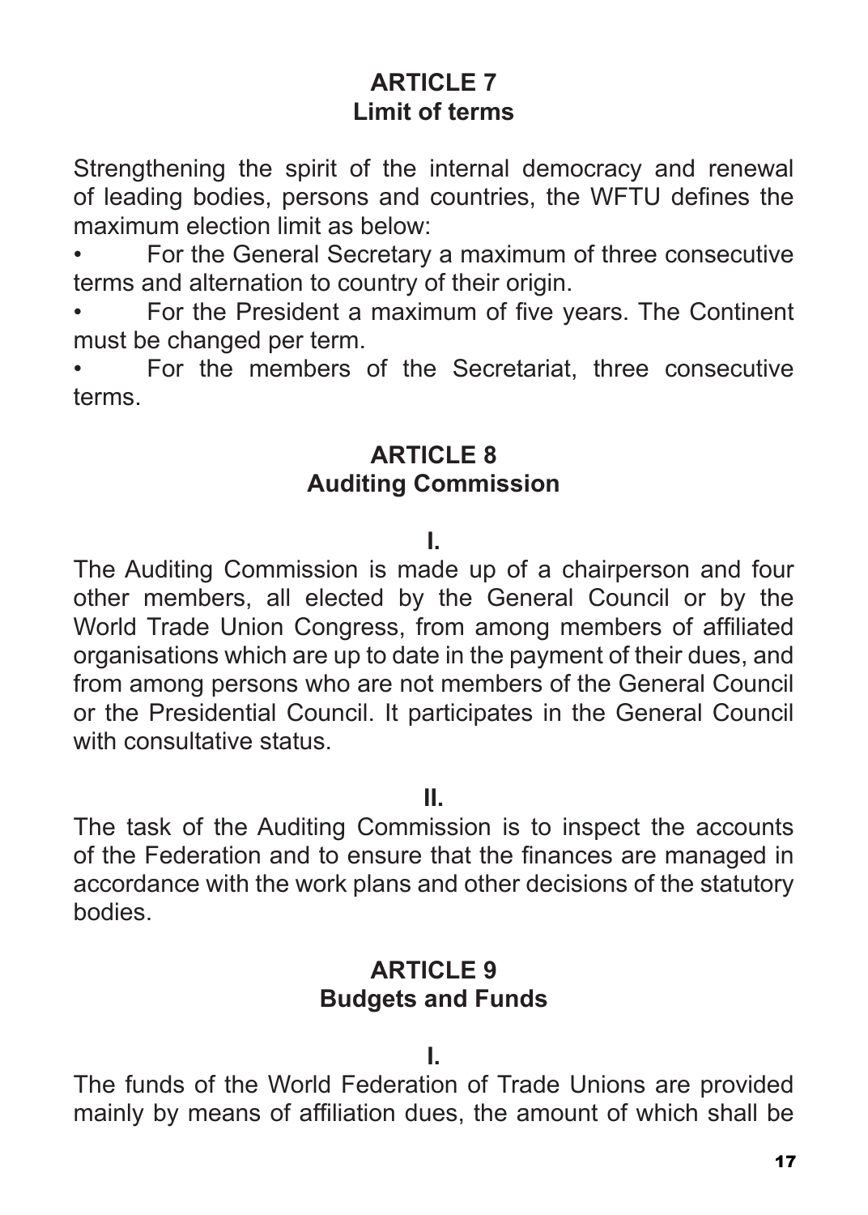## ARTICLE 7
## Limit of terms

Strengthening the spirit of the internal democracy and renewal of leading bodies, persons and countries, the WFTU defines the maximum election limit as below:

- For the General Secretary a maximum of three consecutive terms and alternation to country of their origin.
- For the President a maximum of five years. The Continent must be changed per term.
- For the members of the Secretariat, three consecutive terms.

## ARTICLE 8
## Auditing Commission

**I.**

The Auditing Commission is made up of a chairperson and four other members, all elected by the General Council or by the World Trade Union Congress, from among members of affiliated organisations which are up to date in the payment of their dues, and from among persons who are not members of the General Council or the Presidential Council. It participates in the General Council with consultative status.

**II.**

The task of the Auditing Commission is to inspect the accounts of the Federation and to ensure that the finances are managed in accordance with the work plans and other decisions of the statutory bodies.

## ARTICLE 9
## Budgets and Funds

**I.**

The funds of the World Federation of Trade Unions are provided mainly by means of affiliation dues, the amount of which shall be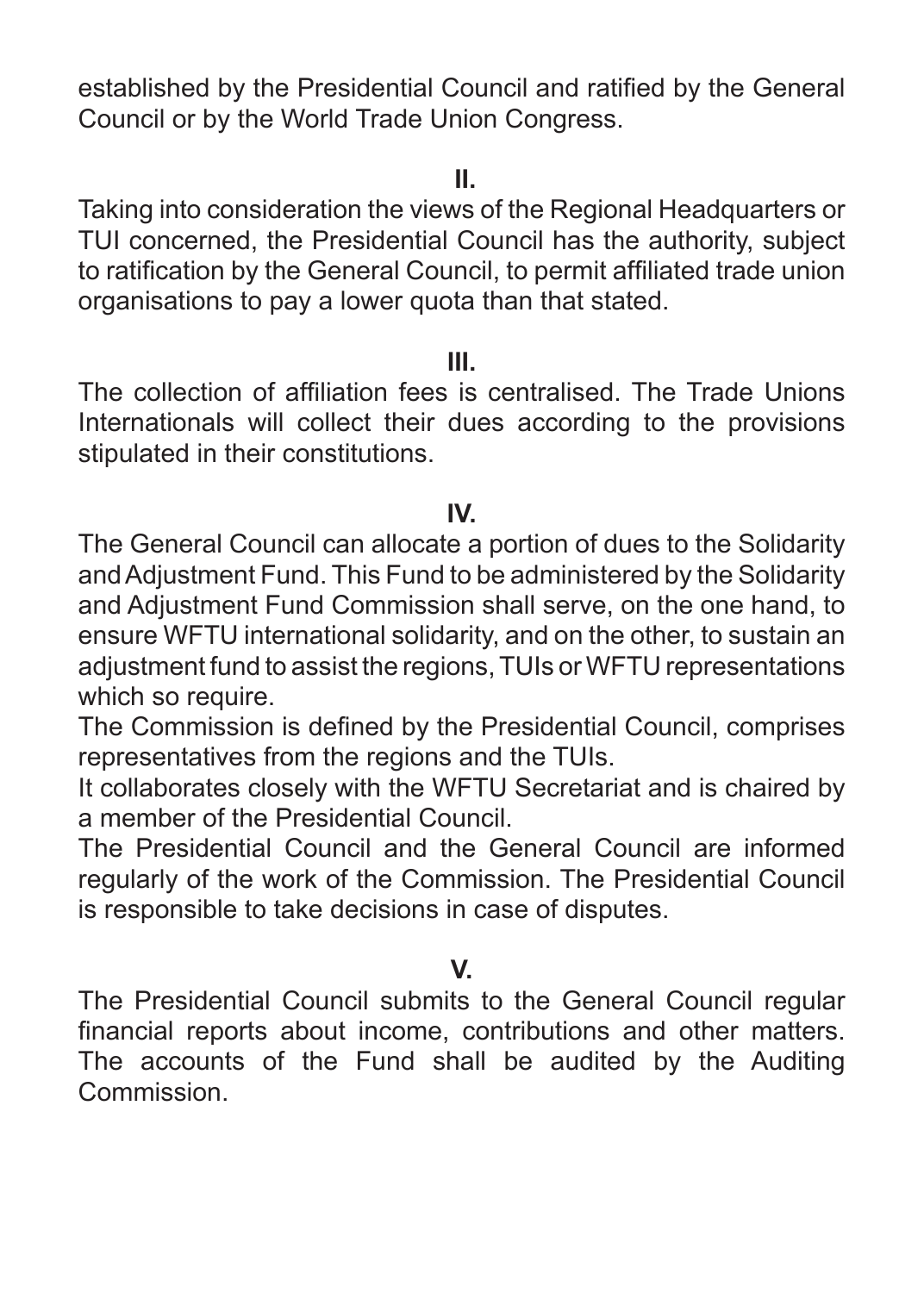established by the Presidential Council and ratified by the General Council or by the World Trade Union Congress.

**II.**

Taking into consideration the views of the Regional Headquarters or TUI concerned, the Presidential Council has the authority, subject to ratification by the General Council, to permit affiliated trade union organisations to pay a lower quota than that stated.

**III.**

The collection of affiliation fees is centralised. The Trade Unions Internationals will collect their dues according to the provisions stipulated in their constitutions.

**IV.**

The General Council can allocate a portion of dues to the Solidarity and Adjustment Fund. This Fund to be administered by the Solidarity and Adjustment Fund Commission shall serve, on the one hand, to ensure WFTU international solidarity, and on the other, to sustain an adjustment fund to assist the regions, TUIs or WFTU representations which so require.

The Commission is defined by the Presidential Council, comprises representatives from the regions and the TUIs.

It collaborates closely with the WFTU Secretariat and is chaired by a member of the Presidential Council.

The Presidential Council and the General Council are informed regularly of the work of the Commission. The Presidential Council is responsible to take decisions in case of disputes.

**V.**

The Presidential Council submits to the General Council regular financial reports about income, contributions and other matters. The accounts of the Fund shall be audited by the Auditing Commission.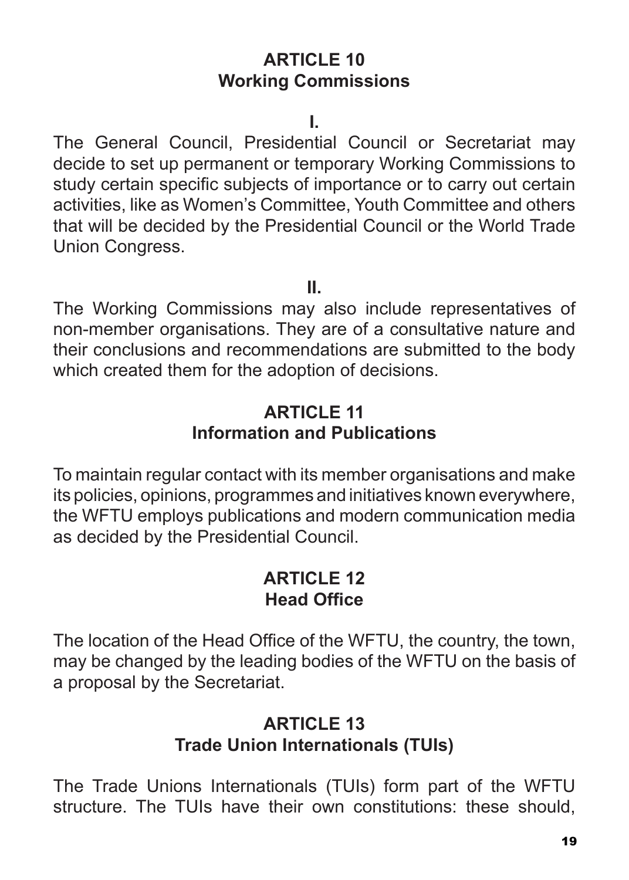## ARTICLE 10
## Working Commissions

**I.**

The General Council, Presidential Council or Secretariat may decide to set up permanent or temporary Working Commissions to study certain specific subjects of importance or to carry out certain activities, like as Women's Committee, Youth Committee and others that will be decided by the Presidential Council or the World Trade Union Congress.

**II.**

The Working Commissions may also include representatives of non-member organisations. They are of a consultative nature and their conclusions and recommendations are submitted to the body which created them for the adoption of decisions.

## ARTICLE 11
## Information and Publications

To maintain regular contact with its member organisations and make its policies, opinions, programmes and initiatives known everywhere, the WFTU employs publications and modern communication media as decided by the Presidential Council.

## ARTICLE 12
## Head Office

The location of the Head Office of the WFTU, the country, the town, may be changed by the leading bodies of the WFTU on the basis of a proposal by the Secretariat.

## ARTICLE 13
## Trade Union Internationals (TUIs)

The Trade Unions Internationals (TUIs) form part of the WFTU structure. The TUIs have their own constitutions: these should,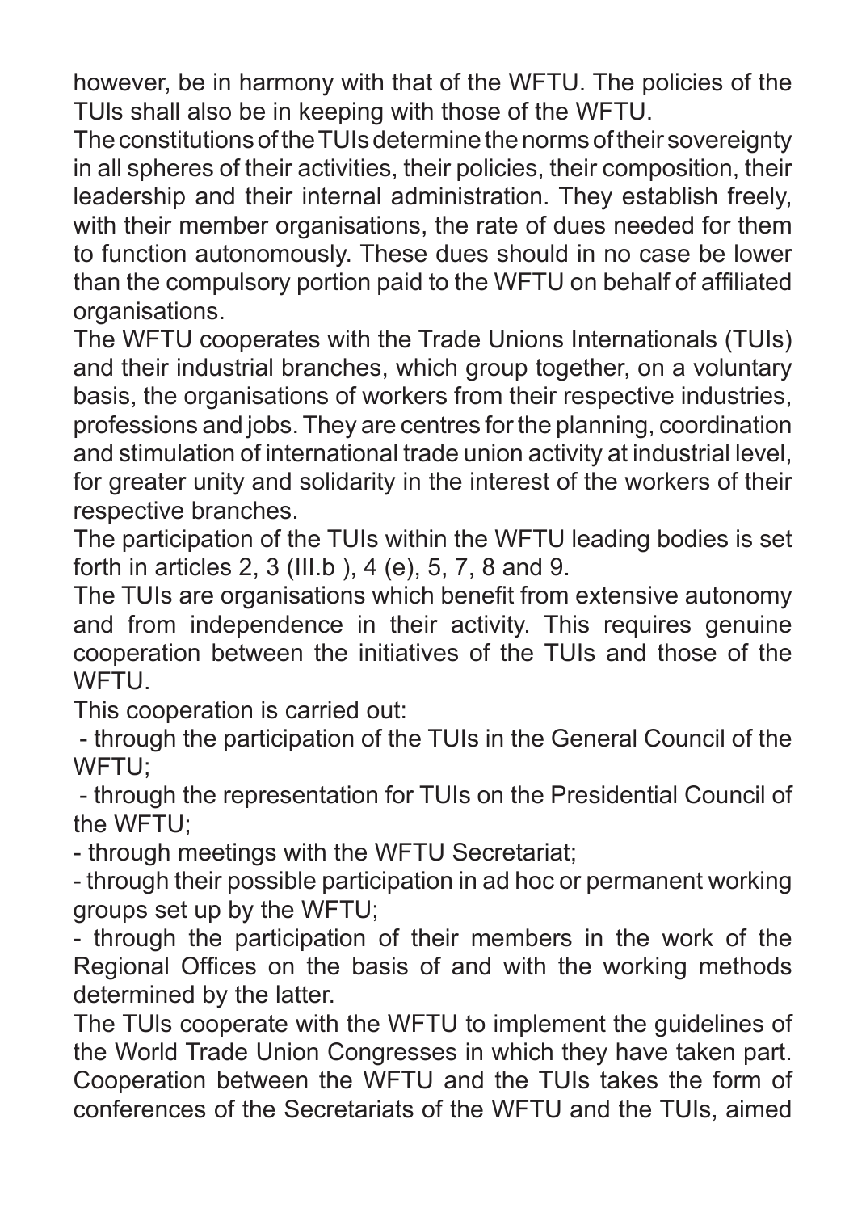however, be in harmony with that of the WFTU. The policies of the TUIs shall also be in keeping with those of the WFTU.

The constitutions of the TUIs determine the norms of their sovereignty in all spheres of their activities, their policies, their composition, their leadership and their internal administration. They establish freely, with their member organisations, the rate of dues needed for them to function autonomously. These dues should in no case be lower than the compulsory portion paid to the WFTU on behalf of affiliated organisations.

The WFTU cooperates with the Trade Unions Internationals (TUIs) and their industrial branches, which group together, on a voluntary basis, the organisations of workers from their respective industries, professions and jobs. They are centres for the planning, coordination and stimulation of international trade union activity at industrial level, for greater unity and solidarity in the interest of the workers of their respective branches.

The participation of the TUIs within the WFTU leading bodies is set forth in articles 2, 3 (III.b ), 4 (e), 5, 7, 8 and 9.

The TUIs are organisations which benefit from extensive autonomy and from independence in their activity. This requires genuine cooperation between the initiatives of the TUIs and those of the WFTU.

This cooperation is carried out:

- through the participation of the TUIs in the General Council of the WFTU;
- through the representation for TUIs on the Presidential Council of the WFTU;
- through meetings with the WFTU Secretariat;
- through their possible participation in ad hoc or permanent working groups set up by the WFTU;
- through the participation of their members in the work of the Regional Offices on the basis of and with the working methods determined by the latter.

The TUIs cooperate with the WFTU to implement the guidelines of the World Trade Union Congresses in which they have taken part. Cooperation between the WFTU and the TUIs takes the form of conferences of the Secretariats of the WFTU and the TUIs, aimed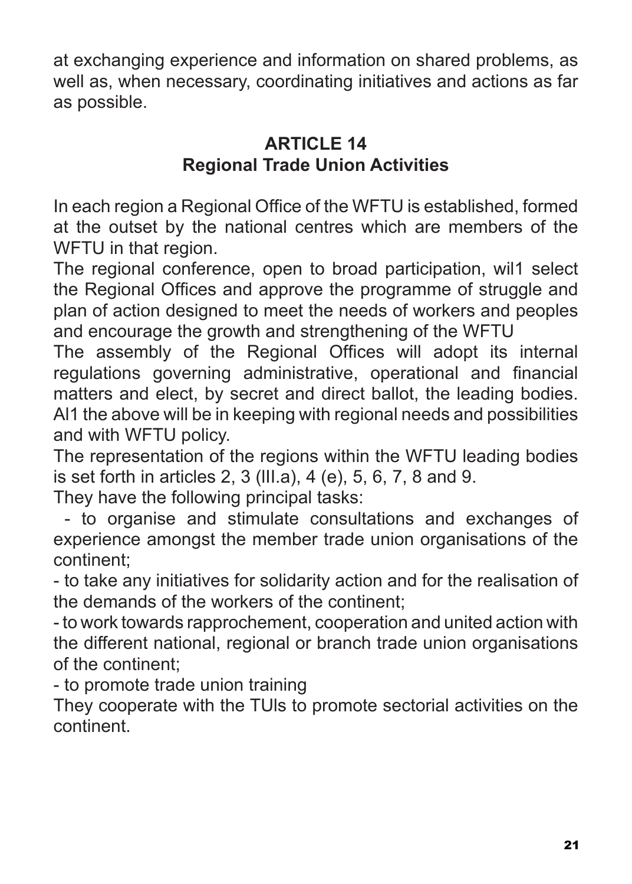at exchanging experience and information on shared problems, as well as, when necessary, coordinating initiatives and actions as far as possible.

## ARTICLE 14
## Regional Trade Union Activities

In each region a Regional Office of the WFTU is established, formed at the outset by the national centres which are members of the WFTU in that region.

The regional conference, open to broad participation, wil1 select the Regional Offices and approve the programme of struggle and plan of action designed to meet the needs of workers and peoples and encourage the growth and strengthening of the WFTU

The assembly of the Regional Offices will adopt its internal regulations governing administrative, operational and financial matters and elect, by secret and direct ballot, the leading bodies. Al1 the above will be in keeping with regional needs and possibilities and with WFTU policy.

The representation of the regions within the WFTU leading bodies is set forth in articles 2, 3 (III.a), 4 (e), 5, 6, 7, 8 and 9.

They have the following principal tasks:

- to organise and stimulate consultations and exchanges of experience amongst the member trade union organisations of the continent;
- to take any initiatives for solidarity action and for the realisation of the demands of the workers of the continent;
- to work towards rapprochement, cooperation and united action with the different national, regional or branch trade union organisations of the continent;
- to promote trade union training

They cooperate with the TUIs to promote sectorial activities on the continent.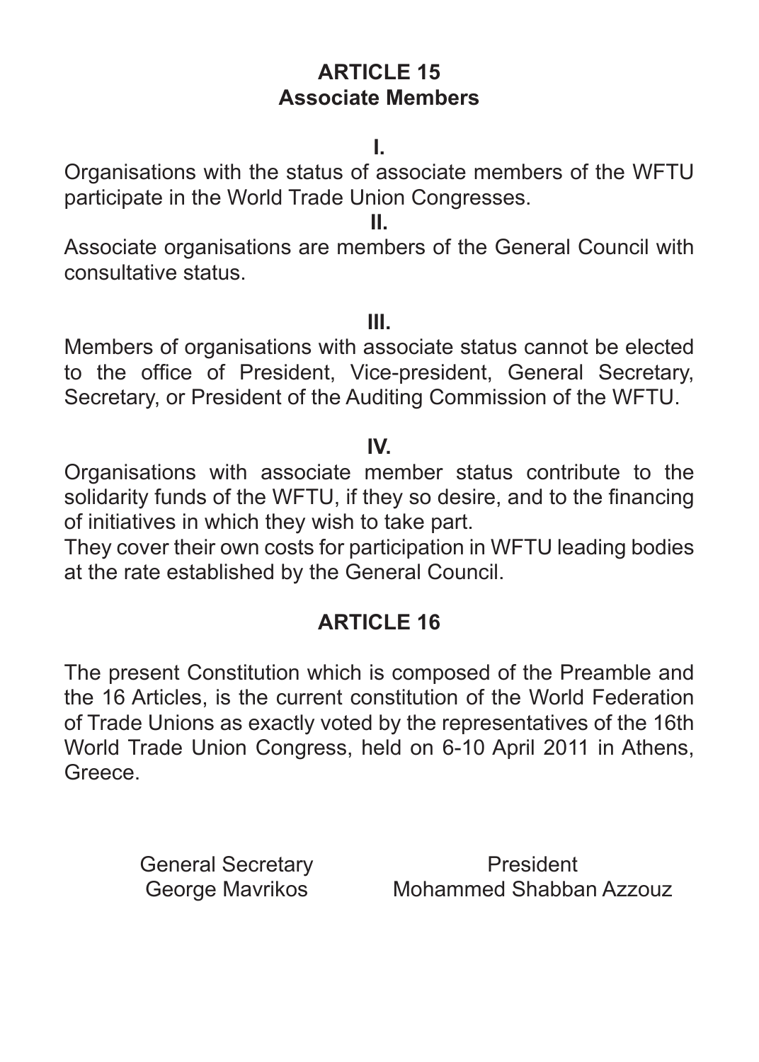## ARTICLE 15
## Associate Members

**I.**

Organisations with the status of associate members of the WFTU participate in the World Trade Union Congresses.

**II.**

Associate organisations are members of the General Council with consultative status.

**III.**

Members of organisations with associate status cannot be elected to the office of President, Vice-president, General Secretary, Secretary, or President of the Auditing Commission of the WFTU.

**IV.**

Organisations with associate member status contribute to the solidarity funds of the WFTU, if they so desire, and to the financing of initiatives in which they wish to take part.

They cover their own costs for participation in WFTU leading bodies at the rate established by the General Council.

## ARTICLE 16

The present Constitution which is composed of the Preamble and the 16 Articles, is the current constitution of the World Federation of Trade Unions as exactly voted by the representatives of the 16th World Trade Union Congress, held on 6-10 April 2011 in Athens, Greece.

General Secretary
George Mavrikos

President
Mohammed Shabban Azzouz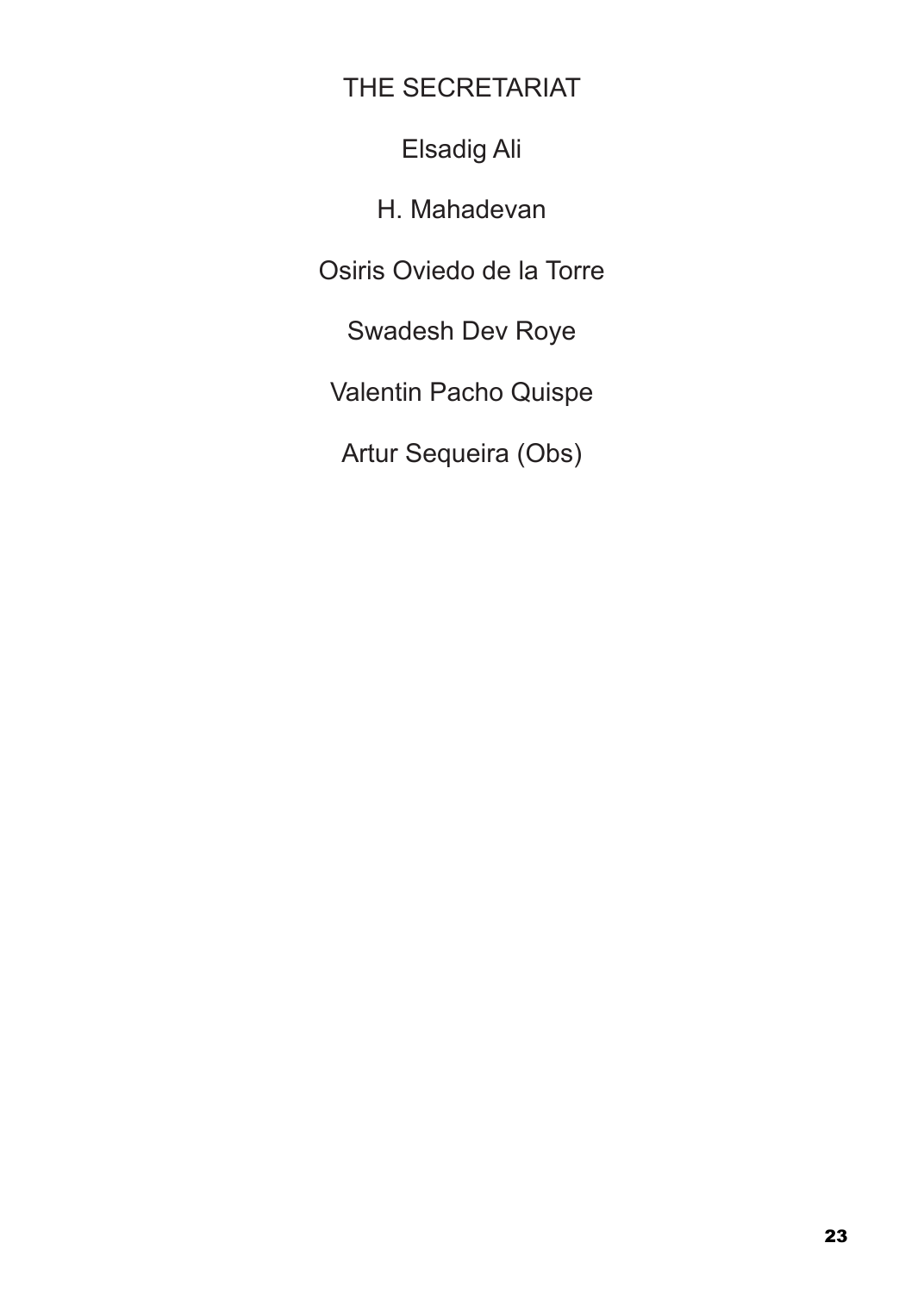## THE SECRETARIAT

Elsadig Ali

H. Mahadevan

Osiris Oviedo de la Torre

Swadesh Dev Roye

Valentin Pacho Quispe

Artur Sequeira (Obs)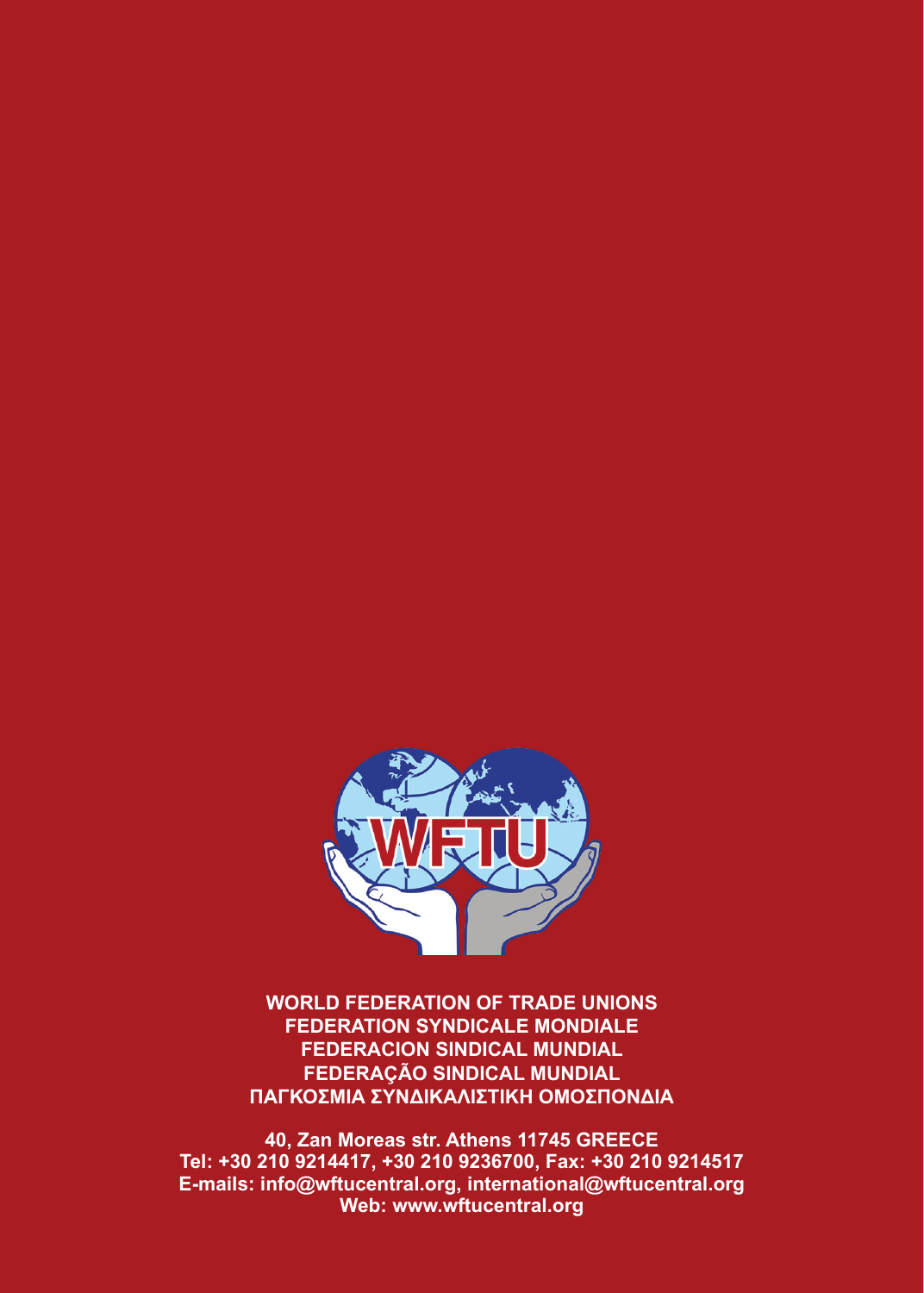**WORLD FEDERATION OF TRADE UNIONS**
**FEDERATION SYNDICALE MONDIALE**
**FEDERACION SINDICAL MUNDIAL**
**FEDERAÇÃO SINDICAL MUNDIAL**
**ΠΑΓΚΟΣΜΙΑ ΣΥΝΔΙΚΑΛΙΣΤΙΚΗ ΟΜΟΣΠΟΝΔΙΑ**

**40, Zan Moreas str. Athens 11745 GREECE**
**Tel: +30 210 9214417, +30 210 9236700, Fax: +30 210 9214517**
**E-mails: info@wftucentral.org, international@wftucentral.org**
**Web: www.wftucentral.org**